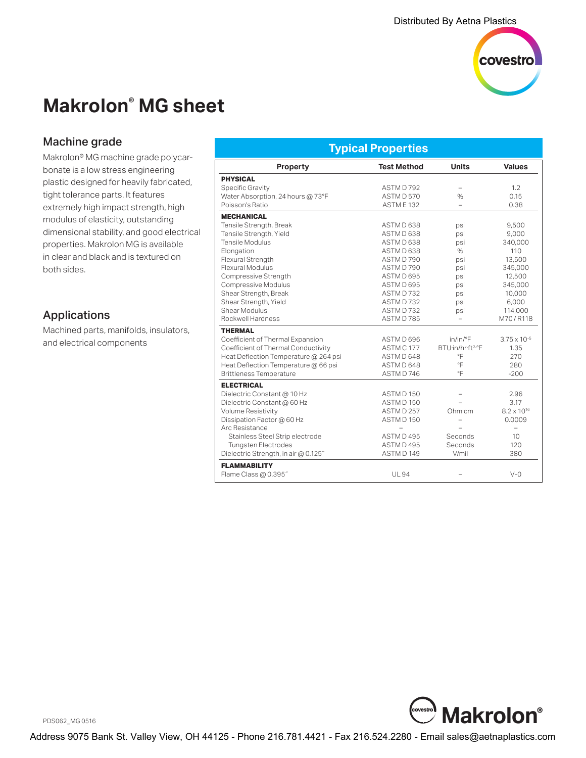Distributed By Aetna Plastics

# Makrolon® MG sheet

## Machine grade

Makrolon® MG machine grade polycarbonate is a low stress engineering plastic designed for heavily fabricated, tight tolerance parts. It features extremely high impact strength, high modulus of elasticity, outstanding dimensional stability, and good electrical properties. Makrolon MG is available in clear and black and is textured on both sides.

## Applications

Machined parts, manifolds, insulators, and electrical components

## Typical Properties

| Property | Test Method | Units | Values |
|---|---|---|---|
| **PHYSICAL** | | | |
| Specific Gravity | ASTM D 792 | – | 1.2 |
| Water Absorption, 24 hours @ 73°F | ASTM D 570 | % | 0.15 |
| Poisson's Ratio | ASTM E 132 | – | 0.38 |
| **MECHANICAL** | | | |
| Tensile Strength, Break | ASTM D 638 | psi | 9,500 |
| Tensile Strength, Yield | ASTM D 638 | psi | 9,000 |
| Tensile Modulus | ASTM D 638 | psi | 340,000 |
| Elongation | ASTM D 638 | % | 110 |
| Flexural Strength | ASTM D 790 | psi | 13,500 |
| Flexural Modulus | ASTM D 790 | psi | 345,000 |
| Compressive Strength | ASTM D 695 | psi | 12,500 |
| Compressive Modulus | ASTM D 695 | psi | 345,000 |
| Shear Strength, Break | ASTM D 732 | psi | 10,000 |
| Shear Strength, Yield | ASTM D 732 | psi | 6,000 |
| Shear Modulus | ASTM D 732 | psi | 114,000 |
| Rockwell Hardness | ASTM D 785 | – | M70 / R118 |
| **THERMAL** | | | |
| Coefficient of Thermal Expansion | ASTM D 696 | in/in/°F | $3.75 \times 10^{-5}$ |
| Coefficient of Thermal Conductivity | ASTM C 177 | BTU·in/hr·ft²·°F | 1.35 |
| Heat Deflection Temperature @ 264 psi | ASTM D 648 | °F | 270 |
| Heat Deflection Temperature @ 66 psi | ASTM D 648 | °F | 280 |
| Brittleness Temperature | ASTM D 746 | °F | -200 |
| **ELECTRICAL** | | | |
| Dielectric Constant @ 10 Hz | ASTM D 150 | – | 2.96 |
| Dielectric Constant @ 60 Hz | ASTM D 150 | – | 3.17 |
| Volume Resistivity | ASTM D 257 | Ohm·cm | $8.2 \times 10^{16}$ |
| Dissipation Factor @ 60 Hz | ASTM D 150 | – | 0.0009 |
| Arc Resistance | – | – | – |
| Stainless Steel Strip electrode | ASTM D 495 | Seconds | 10 |
| Tungsten Electrodes | ASTM D 495 | Seconds | 120 |
| Dielectric Strength, in air @ 0.125″ | ASTM D 149 | V/mil | 380 |
| **FLAMMABILITY** | | | |
| Flame Class @ 0.395″ | UL 94 | – | V-0 |

PDS062_MG 0516

Address 9075 Bank St. Valley View, OH 44125 - Phone 216.781.4421 - Fax 216.524.2280 - Email sales@aetnaplastics.com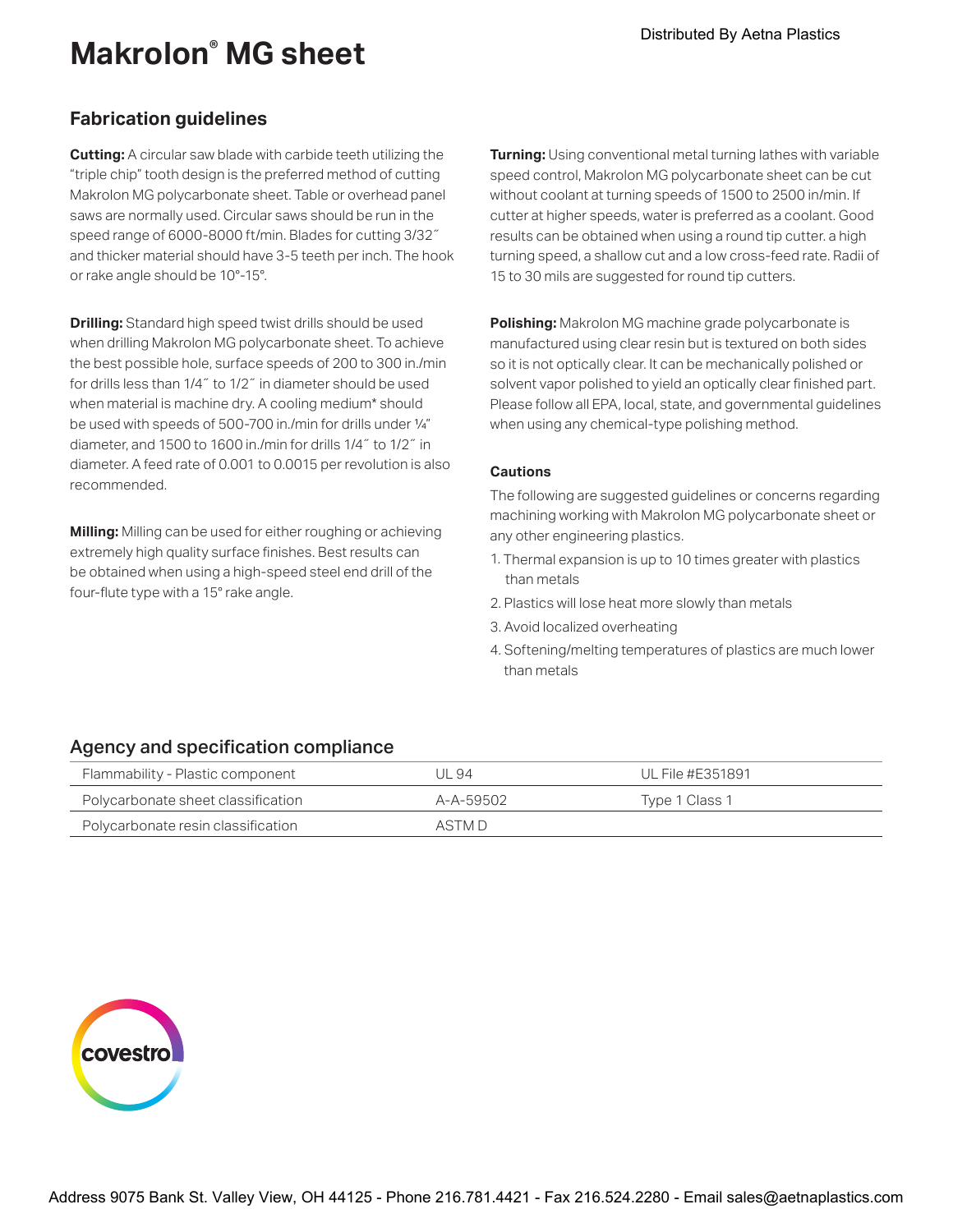# Makrolon® MG sheet

## Fabrication guidelines

**Cutting:** A circular saw blade with carbide teeth utilizing the "triple chip" tooth design is the preferred method of cutting Makrolon MG polycarbonate sheet. Table or overhead panel saws are normally used. Circular saws should be run in the speed range of 6000-8000 ft/min. Blades for cutting 3/32˝ and thicker material should have 3-5 teeth per inch. The hook or rake angle should be 10°-15°.

**Drilling:** Standard high speed twist drills should be used when drilling Makrolon MG polycarbonate sheet. To achieve the best possible hole, surface speeds of 200 to 300 in./min for drills less than 1/4˝ to 1/2˝ in diameter should be used when material is machine dry. A cooling medium* should be used with speeds of 500-700 in./min for drills under ¼" diameter, and 1500 to 1600 in./min for drills 1/4˝ to 1/2˝ in diameter. A feed rate of 0.001 to 0.0015 per revolution is also recommended.

**Milling:** Milling can be used for either roughing or achieving extremely high quality surface finishes. Best results can be obtained when using a high-speed steel end drill of the four-flute type with a 15° rake angle.

**Turning:** Using conventional metal turning lathes with variable speed control, Makrolon MG polycarbonate sheet can be cut without coolant at turning speeds of 1500 to 2500 in/min. If cutter at higher speeds, water is preferred as a coolant. Good results can be obtained when using a round tip cutter. a high turning speed, a shallow cut and a low cross-feed rate. Radii of 15 to 30 mils are suggested for round tip cutters.

**Polishing:** Makrolon MG machine grade polycarbonate is manufactured using clear resin but is textured on both sides so it is not optically clear. It can be mechanically polished or solvent vapor polished to yield an optically clear finished part. Please follow all EPA, local, state, and governmental guidelines when using any chemical-type polishing method.

### Cautions

The following are suggested guidelines or concerns regarding machining working with Makrolon MG polycarbonate sheet or any other engineering plastics.

1. Thermal expansion is up to 10 times greater with plastics than metals
2. Plastics will lose heat more slowly than metals
3. Avoid localized overheating
4. Softening/melting temperatures of plastics are much lower than metals

## Agency and specification compliance

| | | |
|---|---|---|
| Flammability - Plastic component | UL 94 | UL File #E351891 |
| Polycarbonate sheet classification | A-A-59502 | Type 1 Class 1 |
| Polycarbonate resin classification | ASTM D | |

covestro

Address 9075 Bank St. Valley View, OH 44125 - Phone 216.781.4421 - Fax 216.524.2280 - Email sales@aetnaplastics.com